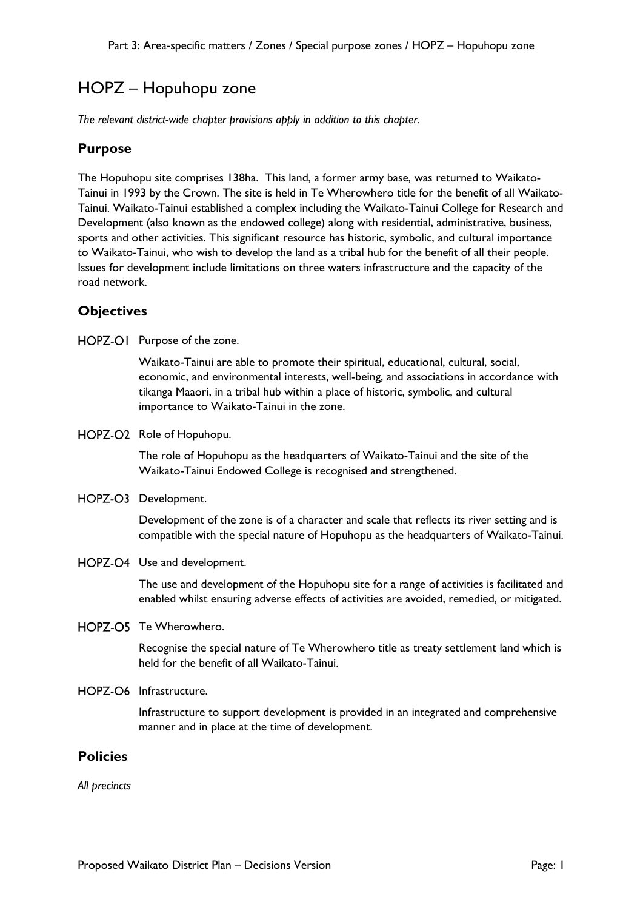# HOPZ – Hopuhopu zone

*The relevant district-wide chapter provisions apply in addition to this chapter.*

## Purpose

The Hopuhopu site comprises 138ha. This land, a former army base, was returned to Waikato-Tainui in 1993 by the Crown. The site is held in Te Wherowhero title for the benefit of all Waikato-Tainui. Waikato-Tainui established a complex including the Waikato-Tainui College for Research and Development (also known as the endowed college) along with residential, administrative, business, sports and other activities. This significant resource has historic, symbolic, and cultural importance to Waikato-Tainui, who wish to develop the land as a tribal hub for the benefit of all their people. Issues for development include limitations on three waters infrastructure and the capacity of the road network.

## Objectives

**HOPZ-O1** Purpose of the zone.

Waikato-Tainui are able to promote their spiritual, educational, cultural, social, economic, and environmental interests, well-being, and associations in accordance with tikanga Maaori, in a tribal hub within a place of historic, symbolic, and cultural importance to Waikato-Tainui in the zone.

**HOPZ-O2** Role of Hopuhopu.

The role of Hopuhopu as the headquarters of Waikato-Tainui and the site of the Waikato-Tainui Endowed College is recognised and strengthened.

**HOPZ-O3** Development.

Development of the zone is of a character and scale that reflects its river setting and is compatible with the special nature of Hopuhopu as the headquarters of Waikato-Tainui.

**HOPZ-O4** Use and development.

The use and development of the Hopuhopu site for a range of activities is facilitated and enabled whilst ensuring adverse effects of activities are avoided, remedied, or mitigated.

**HOPZ-O5** Te Wherowhero.

Recognise the special nature of Te Wherowhero title as treaty settlement land which is held for the benefit of all Waikato-Tainui.

**HOPZ-O6** Infrastructure.

Infrastructure to support development is provided in an integrated and comprehensive manner and in place at the time of development.

## Policies

*All precincts*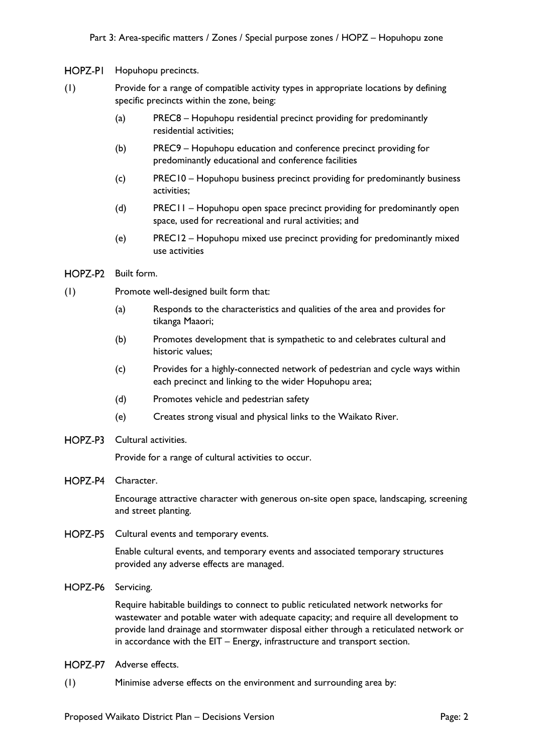### HOPZ-P1 Hopuhopu precincts.

(1) Provide for a range of compatible activity types in appropriate locations by defining specific precincts within the zone, being:

- (a) PREC8 – Hopuhopu residential precinct providing for predominantly residential activities;
- (b) PREC9 – Hopuhopu education and conference precinct providing for predominantly educational and conference facilities
- (c) PREC10 – Hopuhopu business precinct providing for predominantly business activities;
- (d) PREC11 – Hopuhopu open space precinct providing for predominantly open space, used for recreational and rural activities; and
- (e) PREC12 – Hopuhopu mixed use precinct providing for predominantly mixed use activities

### HOPZ-P2 Built form.

(1) Promote well-designed built form that:

- (a) Responds to the characteristics and qualities of the area and provides for tikanga Maaori;
- (b) Promotes development that is sympathetic to and celebrates cultural and historic values;
- (c) Provides for a highly-connected network of pedestrian and cycle ways within each precinct and linking to the wider Hopuhopu area;
- (d) Promotes vehicle and pedestrian safety
- (e) Creates strong visual and physical links to the Waikato River.

### HOPZ-P3 Cultural activities.

Provide for a range of cultural activities to occur.

### HOPZ-P4 Character.

Encourage attractive character with generous on-site open space, landscaping, screening and street planting.

### HOPZ-P5 Cultural events and temporary events.

Enable cultural events, and temporary events and associated temporary structures provided any adverse effects are managed.

### HOPZ-P6 Servicing.

Require habitable buildings to connect to public reticulated network networks for wastewater and potable water with adequate capacity; and require all development to provide land drainage and stormwater disposal either through a reticulated network or in accordance with the EIT – Energy, infrastructure and transport section.

### HOPZ-P7 Adverse effects.

(1) Minimise adverse effects on the environment and surrounding area by: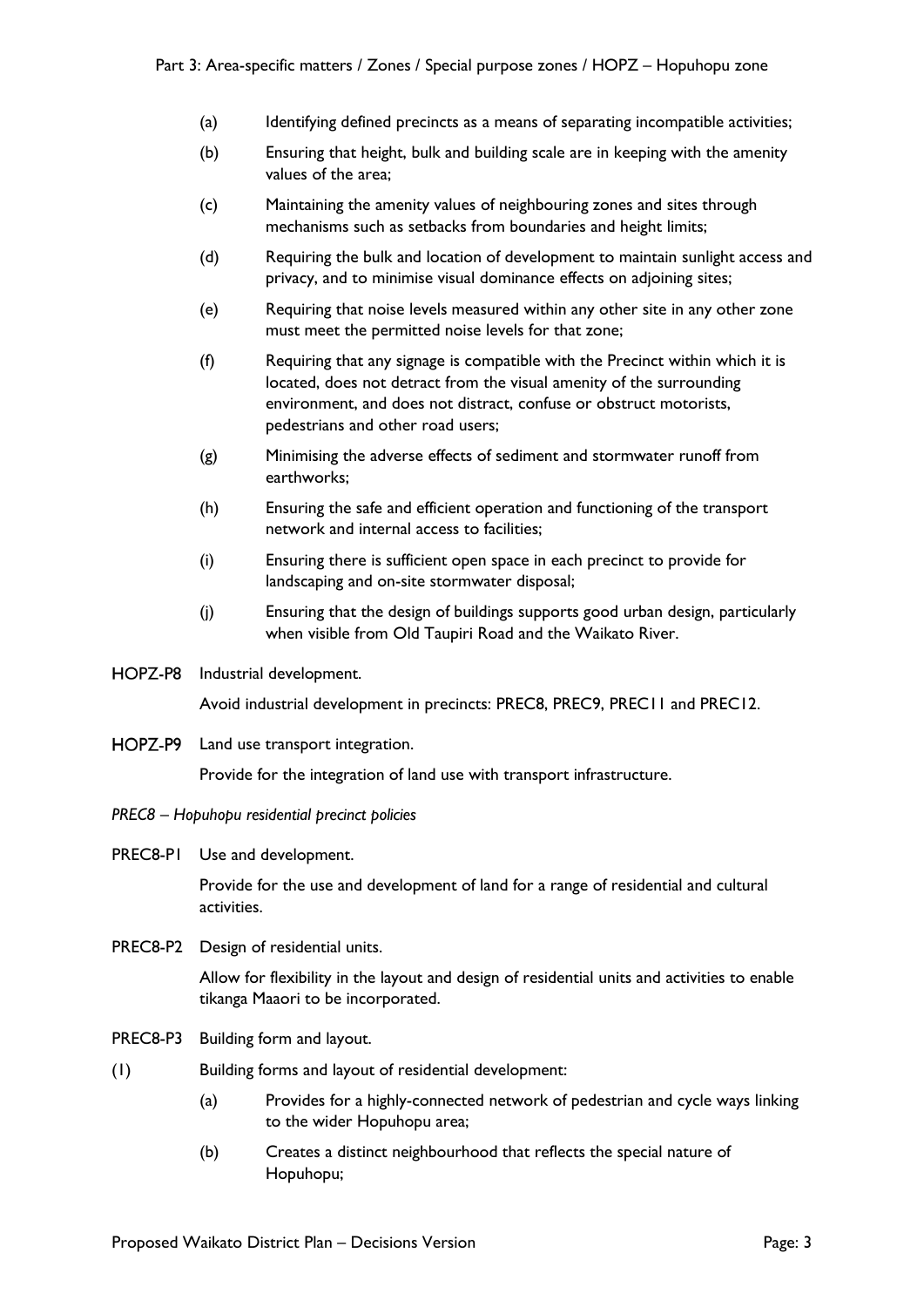(a) Identifying defined precincts as a means of separating incompatible activities;

(b) Ensuring that height, bulk and building scale are in keeping with the amenity values of the area;

(c) Maintaining the amenity values of neighbouring zones and sites through mechanisms such as setbacks from boundaries and height limits;

(d) Requiring the bulk and location of development to maintain sunlight access and privacy, and to minimise visual dominance effects on adjoining sites;

(e) Requiring that noise levels measured within any other site in any other zone must meet the permitted noise levels for that zone;

(f) Requiring that any signage is compatible with the Precinct within which it is located, does not detract from the visual amenity of the surrounding environment, and does not distract, confuse or obstruct motorists, pedestrians and other road users;

(g) Minimising the adverse effects of sediment and stormwater runoff from earthworks;

(h) Ensuring the safe and efficient operation and functioning of the transport network and internal access to facilities;

(i) Ensuring there is sufficient open space in each precinct to provide for landscaping and on-site stormwater disposal;

(j) Ensuring that the design of buildings supports good urban design, particularly when visible from Old Taupiri Road and the Waikato River.

**HOPZ-P8** Industrial development.

Avoid industrial development in precincts: PREC8, PREC9, PREC11 and PREC12.

**HOPZ-P9** Land use transport integration.

Provide for the integration of land use with transport infrastructure.

*PREC8 – Hopuhopu residential precinct policies*

PREC8-P1 Use and development.

Provide for the use and development of land for a range of residential and cultural activities.

PREC8-P2 Design of residential units.

Allow for flexibility in the layout and design of residential units and activities to enable tikanga Maaori to be incorporated.

PREC8-P3 Building form and layout.

(1) Building forms and layout of residential development:

(a) Provides for a highly-connected network of pedestrian and cycle ways linking to the wider Hopuhopu area;

(b) Creates a distinct neighbourhood that reflects the special nature of Hopuhopu;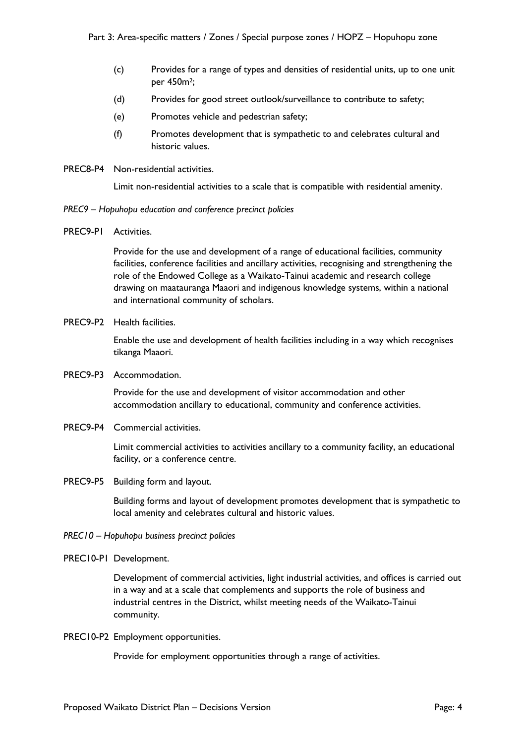(c) Provides for a range of types and densities of residential units, up to one unit per 450m²;

(d) Provides for good street outlook/surveillance to contribute to safety;

(e) Promotes vehicle and pedestrian safety;

(f) Promotes development that is sympathetic to and celebrates cultural and historic values.

PREC8-P4 Non-residential activities.

Limit non-residential activities to a scale that is compatible with residential amenity.

*PREC9 – Hopuhopu education and conference precinct policies*

PREC9-P1 Activities.

Provide for the use and development of a range of educational facilities, community facilities, conference facilities and ancillary activities, recognising and strengthening the role of the Endowed College as a Waikato-Tainui academic and research college drawing on maatauranga Maaori and indigenous knowledge systems, within a national and international community of scholars.

PREC9-P2 Health facilities.

Enable the use and development of health facilities including in a way which recognises tikanga Maaori.

PREC9-P3 Accommodation.

Provide for the use and development of visitor accommodation and other accommodation ancillary to educational, community and conference activities.

PREC9-P4 Commercial activities.

Limit commercial activities to activities ancillary to a community facility, an educational facility, or a conference centre.

PREC9-P5 Building form and layout.

Building forms and layout of development promotes development that is sympathetic to local amenity and celebrates cultural and historic values.

*PREC10 – Hopuhopu business precinct policies*

PREC10-P1 Development.

Development of commercial activities, light industrial activities, and offices is carried out in a way and at a scale that complements and supports the role of business and industrial centres in the District, whilst meeting needs of the Waikato-Tainui community.

PREC10-P2 Employment opportunities.

Provide for employment opportunities through a range of activities.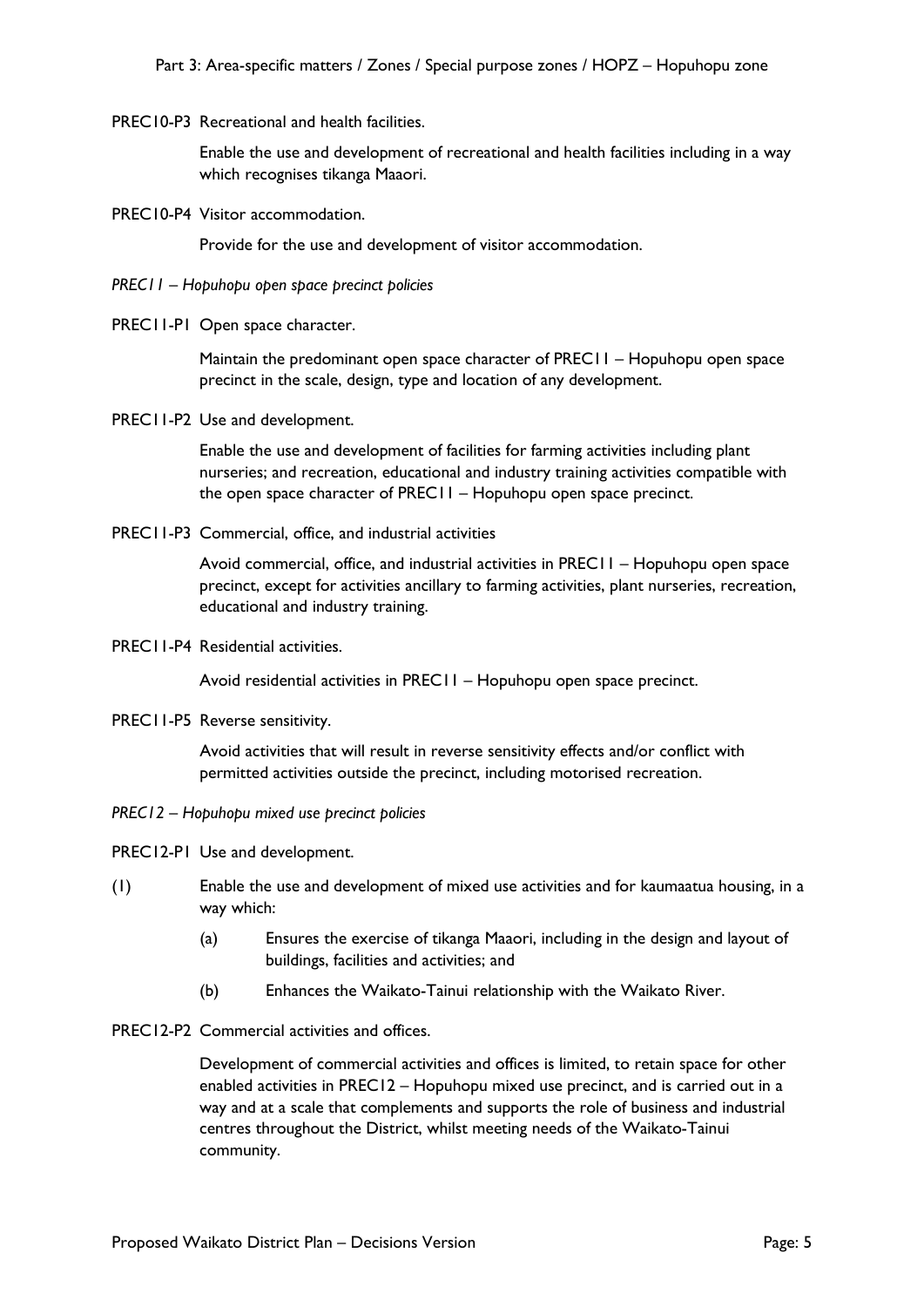PREC10-P3 Recreational and health facilities.

Enable the use and development of recreational and health facilities including in a way which recognises tikanga Maaori.

PREC10-P4 Visitor accommodation.

Provide for the use and development of visitor accommodation.

*PREC11 – Hopuhopu open space precinct policies*

PREC11-P1 Open space character.

Maintain the predominant open space character of PREC11 – Hopuhopu open space precinct in the scale, design, type and location of any development.

PREC11-P2 Use and development.

Enable the use and development of facilities for farming activities including plant nurseries; and recreation, educational and industry training activities compatible with the open space character of PREC11 – Hopuhopu open space precinct.

PREC11-P3 Commercial, office, and industrial activities

Avoid commercial, office, and industrial activities in PREC11 – Hopuhopu open space precinct, except for activities ancillary to farming activities, plant nurseries, recreation, educational and industry training.

PREC11-P4 Residential activities.

Avoid residential activities in PREC11 – Hopuhopu open space precinct.

PREC11-P5 Reverse sensitivity.

Avoid activities that will result in reverse sensitivity effects and/or conflict with permitted activities outside the precinct, including motorised recreation.

*PREC12 – Hopuhopu mixed use precinct policies*

PREC12-P1 Use and development.

(1) Enable the use and development of mixed use activities and for kaumaatua housing, in a way which:

- (a) Ensures the exercise of tikanga Maaori, including in the design and layout of buildings, facilities and activities; and
- (b) Enhances the Waikato-Tainui relationship with the Waikato River.

PREC12-P2 Commercial activities and offices.

Development of commercial activities and offices is limited, to retain space for other enabled activities in PREC12 – Hopuhopu mixed use precinct, and is carried out in a way and at a scale that complements and supports the role of business and industrial centres throughout the District, whilst meeting needs of the Waikato-Tainui community.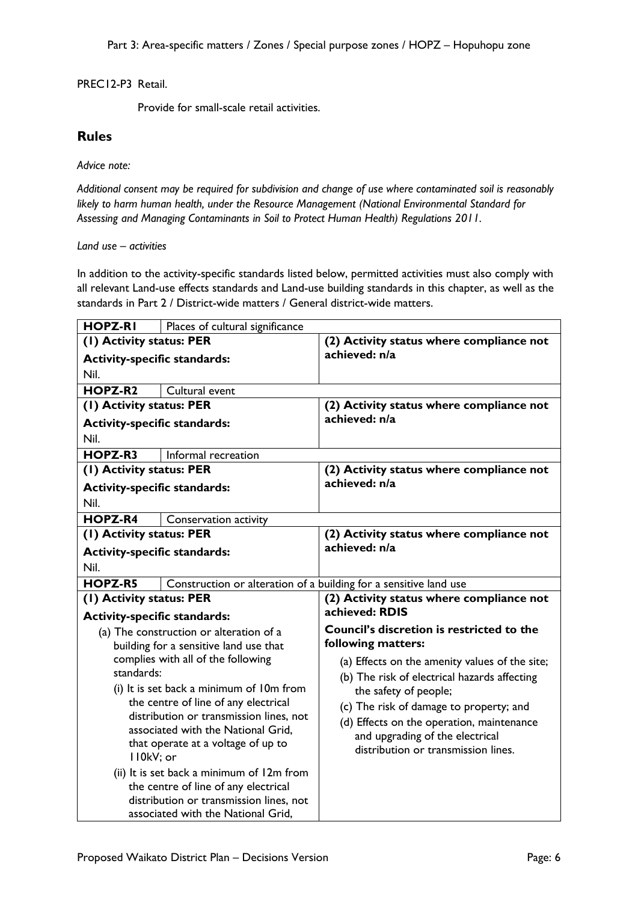PREC12-P3 Retail.

Provide for small-scale retail activities.

## Rules

*Advice note:*

*Additional consent may be required for subdivision and change of use where contaminated soil is reasonably likely to harm human health, under the Resource Management (National Environmental Standard for Assessing and Managing Contaminants in Soil to Protect Human Health) Regulations 2011.*

*Land use – activities*

In addition to the activity-specific standards listed below, permitted activities must also comply with all relevant Land-use effects standards and Land-use building standards in this chapter, as well as the standards in Part 2 / District-wide matters / General district-wide matters.

| **HOPZ-R1** | Places of cultural significance |
|---|---|
| **(1) Activity status: PER**<br>**Activity-specific standards:**<br>Nil. | **(2) Activity status where compliance not achieved: n/a** |
| **HOPZ-R2** | Cultural event |
| **(1) Activity status: PER**<br>**Activity-specific standards:**<br>Nil. | **(2) Activity status where compliance not achieved: n/a** |
| **HOPZ-R3** | Informal recreation |
| **(1) Activity status: PER**<br>**Activity-specific standards:**<br>Nil. | **(2) Activity status where compliance not achieved: n/a** |
| **HOPZ-R4** | Conservation activity |
| **(1) Activity status: PER**<br>**Activity-specific standards:**<br>Nil. | **(2) Activity status where compliance not achieved: n/a** |
| **HOPZ-R5** | Construction or alteration of a building for a sensitive land use |
| **(1) Activity status: PER**<br>**Activity-specific standards:**<br>(a) The construction or alteration of a building for a sensitive land use that complies with all of the following standards:<br>(i) It is set back a minimum of 10m from the centre of line of any electrical distribution or transmission lines, not associated with the National Grid, that operate at a voltage of up to 110kV; or<br>(ii) It is set back a minimum of 12m from the centre of line of any electrical distribution or transmission lines, not associated with the National Grid, | **(2) Activity status where compliance not achieved: RDIS**<br>**Council's discretion is restricted to the following matters:**<br>(a) Effects on the amenity values of the site;<br>(b) The risk of electrical hazards affecting the safety of people;<br>(c) The risk of damage to property; and<br>(d) Effects on the operation, maintenance and upgrading of the electrical distribution or transmission lines. |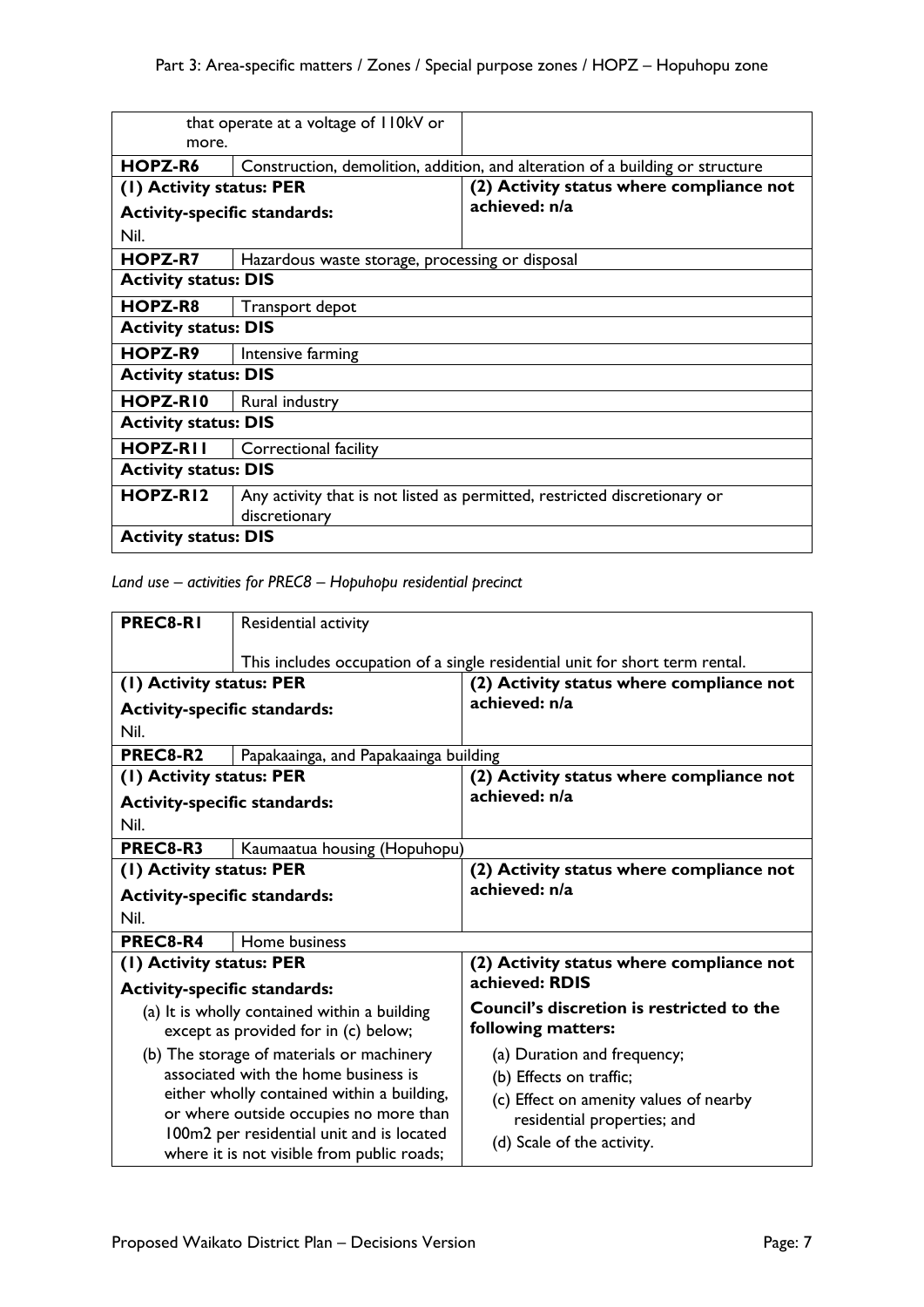| | that operate at a voltage of 110kV or more. | |
|---|---|---|
| **HOPZ-R6** | Construction, demolition, addition, and alteration of a building or structure | |
| **(1) Activity status: PER**<br>**Activity-specific standards:**<br>Nil. | | **(2) Activity status where compliance not achieved: n/a** |
| **HOPZ-R7** | Hazardous waste storage, processing or disposal | |
| **Activity status: DIS** | | |
| **HOPZ-R8** | Transport depot | |
| **Activity status: DIS** | | |
| **HOPZ-R9** | Intensive farming | |
| **Activity status: DIS** | | |
| **HOPZ-R10** | Rural industry | |
| **Activity status: DIS** | | |
| **HOPZ-R11** | Correctional facility | |
| **Activity status: DIS** | | |
| **HOPZ-R12** | Any activity that is not listed as permitted, restricted discretionary or discretionary | |
| **Activity status: DIS** | | |

*Land use – activities for PREC8 – Hopuhopu residential precinct*

| **PREC8-R1** | Residential activity<br><br>This includes occupation of a single residential unit for short term rental. | |
|---|---|---|
| **(1) Activity status: PER**<br>**Activity-specific standards:**<br>Nil. | | **(2) Activity status where compliance not achieved: n/a** |
| **PREC8-R2** | Papakaainga, and Papakaainga building | |
| **(1) Activity status: PER**<br>**Activity-specific standards:**<br>Nil. | | **(2) Activity status where compliance not achieved: n/a** |
| **PREC8-R3** | Kaumaatua housing (Hopuhopu) | |
| **(1) Activity status: PER**<br>**Activity-specific standards:**<br>Nil. | | **(2) Activity status where compliance not achieved: n/a** |
| **PREC8-R4** | Home business | |
| **(1) Activity status: PER**<br>**Activity-specific standards:**<br>(a) It is wholly contained within a building except as provided for in (c) below;<br>(b) The storage of materials or machinery associated with the home business is either wholly contained within a building, or where outside occupies no more than 100m2 per residential unit and is located where it is not visible from public roads; | | **(2) Activity status where compliance not achieved: RDIS**<br>**Council's discretion is restricted to the following matters:**<br>(a) Duration and frequency;<br>(b) Effects on traffic;<br>(c) Effect on amenity values of nearby residential properties; and<br>(d) Scale of the activity. |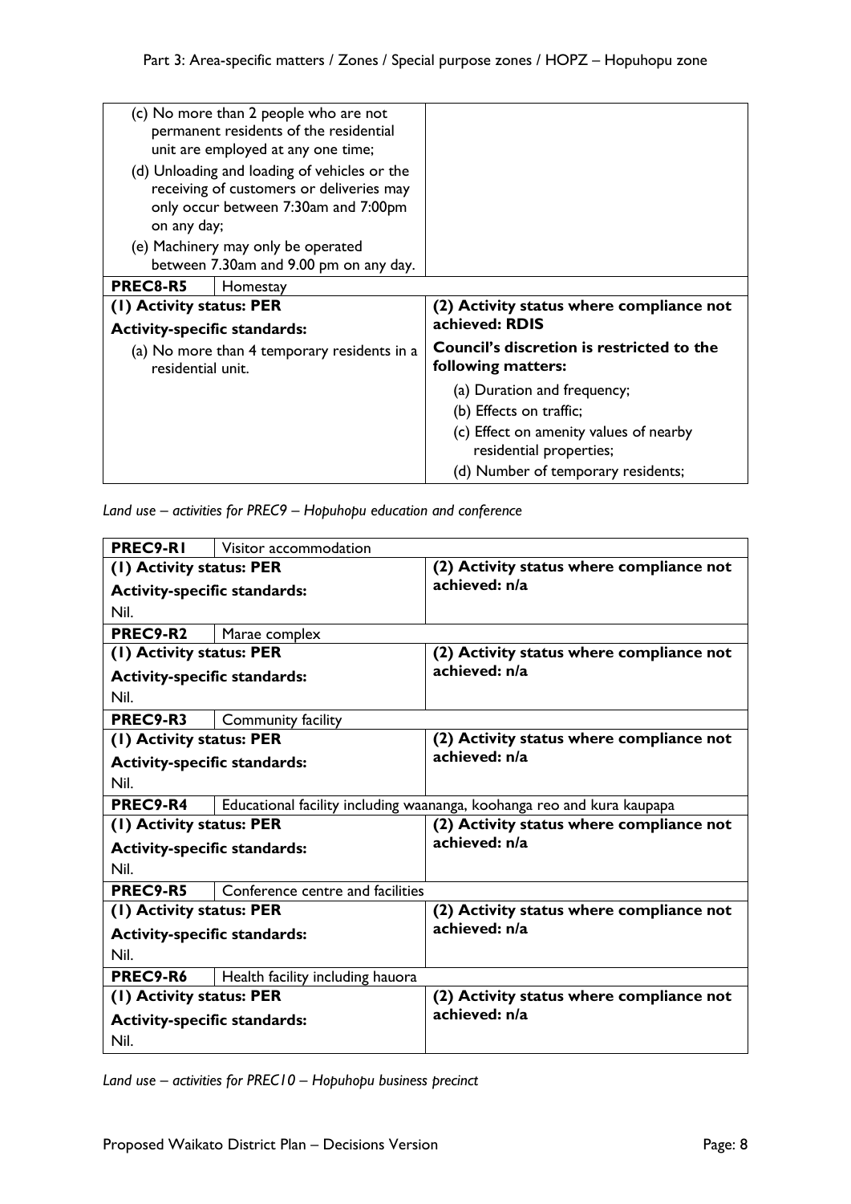| | |
|---|---|
| (c) No more than 2 people who are not permanent residents of the residential unit are employed at any one time;<br>(d) Unloading and loading of vehicles or the receiving of customers or deliveries may only occur between 7:30am and 7:00pm on any day;<br>(e) Machinery may only be operated between 7.30am and 9.00 pm on any day. | |
| **PREC8-R5** Homestay | |
| **(1) Activity status: PER**<br>**Activity-specific standards:**<br>(a) No more than 4 temporary residents in a residential unit. | **(2) Activity status where compliance not achieved: RDIS**<br>**Council's discretion is restricted to the following matters:**<br>(a) Duration and frequency;<br>(b) Effects on traffic;<br>(c) Effect on amenity values of nearby residential properties;<br>(d) Number of temporary residents; |

*Land use – activities for PREC9 – Hopuhopu education and conference*

| | |
|---|---|
| **PREC9-R1** Visitor accommodation | |
| **(1) Activity status: PER**<br>**Activity-specific standards:**<br>Nil. | **(2) Activity status where compliance not achieved: n/a** |
| **PREC9-R2** Marae complex | |
| **(1) Activity status: PER**<br>**Activity-specific standards:**<br>Nil. | **(2) Activity status where compliance not achieved: n/a** |
| **PREC9-R3** Community facility | |
| **(1) Activity status: PER**<br>**Activity-specific standards:**<br>Nil. | **(2) Activity status where compliance not achieved: n/a** |
| **PREC9-R4** Educational facility including waananga, koohanga reo and kura kaupapa | |
| **(1) Activity status: PER**<br>**Activity-specific standards:**<br>Nil. | **(2) Activity status where compliance not achieved: n/a** |
| **PREC9-R5** Conference centre and facilities | |
| **(1) Activity status: PER**<br>**Activity-specific standards:**<br>Nil. | **(2) Activity status where compliance not achieved: n/a** |
| **PREC9-R6** Health facility including hauora | |
| **(1) Activity status: PER**<br>**Activity-specific standards:**<br>Nil. | **(2) Activity status where compliance not achieved: n/a** |

*Land use – activities for PREC10 – Hopuhopu business precinct*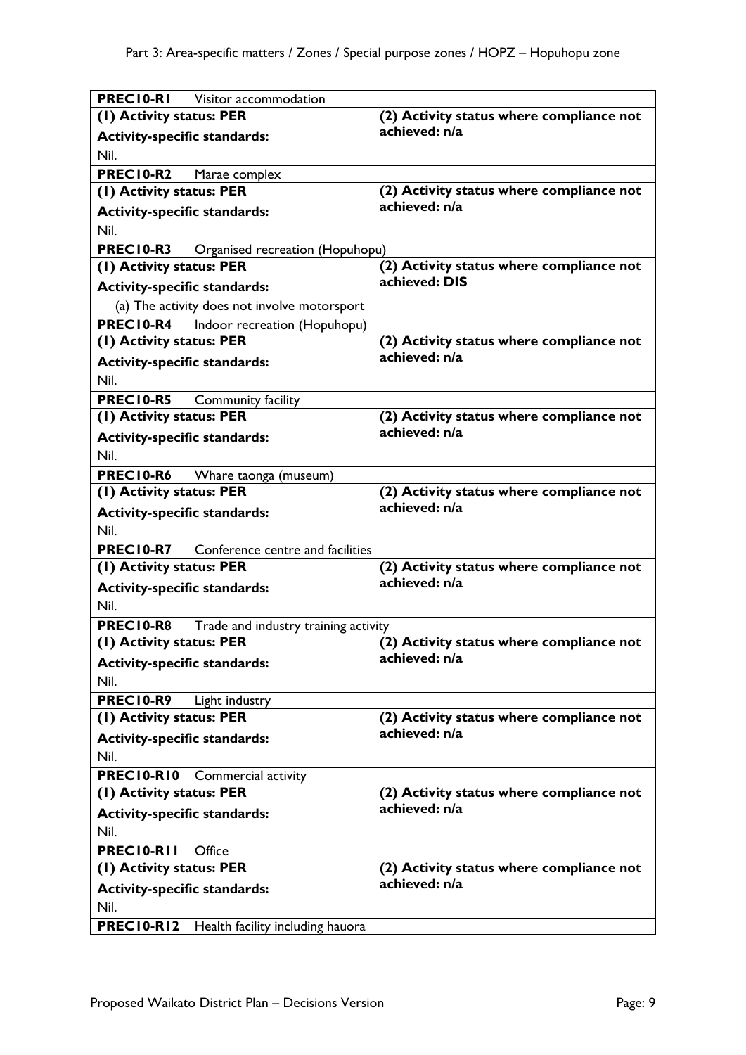| PREC10-R1 | Visitor accommodation |
|---|---|
| **(1) Activity status: PER**<br><br>**Activity-specific standards:**<br><br>Nil. | **(2) Activity status where compliance not achieved: n/a** |
| **PREC10-R2** | Marae complex |
| **(1) Activity status: PER**<br><br>**Activity-specific standards:**<br><br>Nil. | **(2) Activity status where compliance not achieved: n/a** |
| **PREC10-R3** | Organised recreation (Hopuhopu) |
| **(1) Activity status: PER**<br><br>**Activity-specific standards:**<br><br>(a) The activity does not involve motorsport | **(2) Activity status where compliance not achieved: DIS** |
| **PREC10-R4** | Indoor recreation (Hopuhopu) |
| **(1) Activity status: PER**<br><br>**Activity-specific standards:**<br><br>Nil. | **(2) Activity status where compliance not achieved: n/a** |
| **PREC10-R5** | Community facility |
| **(1) Activity status: PER**<br><br>**Activity-specific standards:**<br><br>Nil. | **(2) Activity status where compliance not achieved: n/a** |
| **PREC10-R6** | Whare taonga (museum) |
| **(1) Activity status: PER**<br><br>**Activity-specific standards:**<br><br>Nil. | **(2) Activity status where compliance not achieved: n/a** |
| **PREC10-R7** | Conference centre and facilities |
| **(1) Activity status: PER**<br><br>**Activity-specific standards:**<br><br>Nil. | **(2) Activity status where compliance not achieved: n/a** |
| **PREC10-R8** | Trade and industry training activity |
| **(1) Activity status: PER**<br><br>**Activity-specific standards:**<br><br>Nil. | **(2) Activity status where compliance not achieved: n/a** |
| **PREC10-R9** | Light industry |
| **(1) Activity status: PER**<br><br>**Activity-specific standards:**<br><br>Nil. | **(2) Activity status where compliance not achieved: n/a** |
| **PREC10-R10** | Commercial activity |
| **(1) Activity status: PER**<br><br>**Activity-specific standards:**<br><br>Nil. | **(2) Activity status where compliance not achieved: n/a** |
| **PREC10-R11** | Office |
| **(1) Activity status: PER**<br><br>**Activity-specific standards:**<br><br>Nil. | **(2) Activity status where compliance not achieved: n/a** |
| **PREC10-R12** | Health facility including hauora |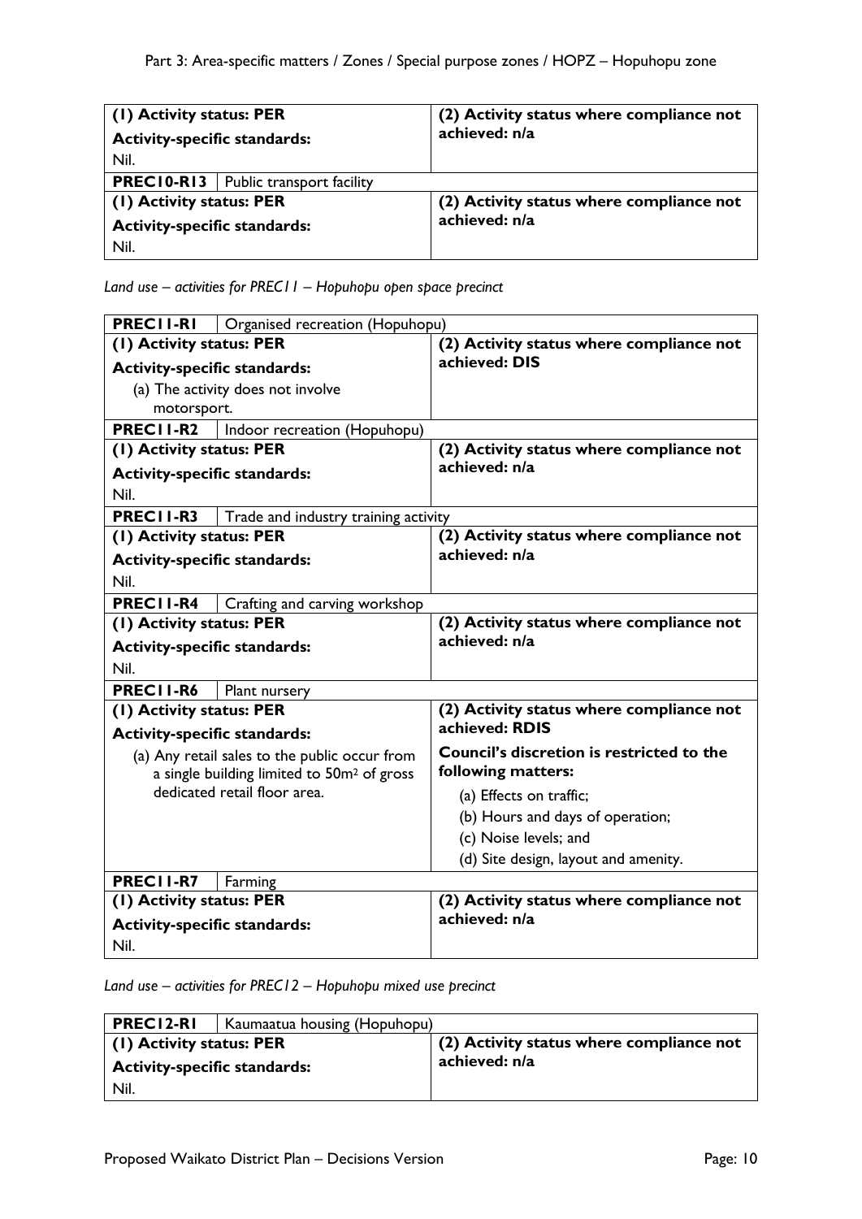| (1) Activity status: PER<br>**Activity-specific standards:**<br>Nil. | (2) Activity status where compliance not achieved: n/a |
|---|---|
| **PREC10-R13** Public transport facility | |
| **(1) Activity status: PER**<br>**Activity-specific standards:**<br>Nil. | **(2) Activity status where compliance not achieved: n/a** |

*Land use – activities for PREC11 – Hopuhopu open space precinct*

| **PREC11-R1** Organised recreation (Hopuhopu) | |
|---|---|
| **(1) Activity status: PER**<br>**Activity-specific standards:**<br>(a) The activity does not involve motorsport. | **(2) Activity status where compliance not achieved: DIS** |
| **PREC11-R2** Indoor recreation (Hopuhopu) | |
| **(1) Activity status: PER**<br>**Activity-specific standards:**<br>Nil. | **(2) Activity status where compliance not achieved: n/a** |
| **PREC11-R3** Trade and industry training activity | |
| **(1) Activity status: PER**<br>**Activity-specific standards:**<br>Nil. | **(2) Activity status where compliance not achieved: n/a** |
| **PREC11-R4** Crafting and carving workshop | |
| **(1) Activity status: PER**<br>**Activity-specific standards:**<br>Nil. | **(2) Activity status where compliance not achieved: n/a** |
| **PREC11-R6** Plant nursery | |
| **(1) Activity status: PER**<br>**Activity-specific standards:**<br>(a) Any retail sales to the public occur from a single building limited to 50m² of gross dedicated retail floor area. | **(2) Activity status where compliance not achieved: RDIS**<br>**Council's discretion is restricted to the following matters:**<br>(a) Effects on traffic;<br>(b) Hours and days of operation;<br>(c) Noise levels; and<br>(d) Site design, layout and amenity. |
| **PREC11-R7** Farming | |
| **(1) Activity status: PER**<br>**Activity-specific standards:**<br>Nil. | **(2) Activity status where compliance not achieved: n/a** |

*Land use – activities for PREC12 – Hopuhopu mixed use precinct*

| **PREC12-R1** Kaumaatua housing (Hopuhopu) | |
|---|---|
| **(1) Activity status: PER**<br>**Activity-specific standards:**<br>Nil. | **(2) Activity status where compliance not achieved: n/a** |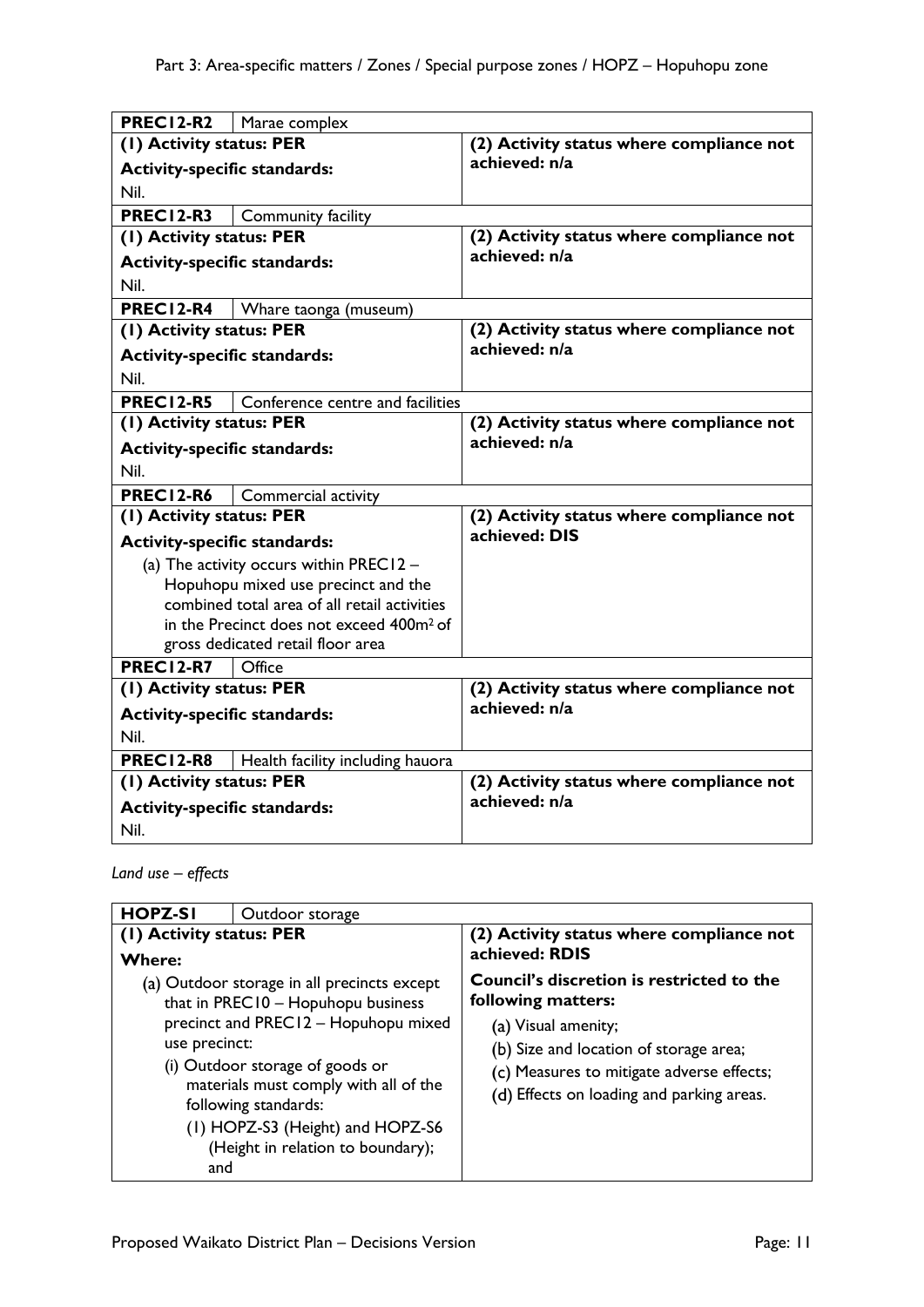| PREC12-R2 | Marae complex |
|---|---|
| **(1) Activity status: PER**<br><br>**Activity-specific standards:**<br><br>Nil. | **(2) Activity status where compliance not achieved: n/a** |

| PREC12-R3 | Community facility |
|---|---|
| **(1) Activity status: PER**<br><br>**Activity-specific standards:**<br><br>Nil. | **(2) Activity status where compliance not achieved: n/a** |

| PREC12-R4 | Whare taonga (museum) |
|---|---|
| **(1) Activity status: PER**<br><br>**Activity-specific standards:**<br><br>Nil. | **(2) Activity status where compliance not achieved: n/a** |

| PREC12-R5 | Conference centre and facilities |
|---|---|
| **(1) Activity status: PER**<br><br>**Activity-specific standards:**<br><br>Nil. | **(2) Activity status where compliance not achieved: n/a** |

| PREC12-R6 | Commercial activity |
|---|---|
| **(1) Activity status: PER**<br><br>**Activity-specific standards:**<br><br>(a) The activity occurs within PREC12 – Hopuhopu mixed use precinct and the combined total area of all retail activities in the Precinct does not exceed 400m² of gross dedicated retail floor area | **(2) Activity status where compliance not achieved: DIS** |

| PREC12-R7 | Office |
|---|---|
| **(1) Activity status: PER**<br><br>**Activity-specific standards:**<br><br>Nil. | **(2) Activity status where compliance not achieved: n/a** |

| PREC12-R8 | Health facility including hauora |
|---|---|
| **(1) Activity status: PER**<br><br>**Activity-specific standards:**<br><br>Nil. | **(2) Activity status where compliance not achieved: n/a** |

*Land use – effects*

| HOPZ-S1 | Outdoor storage |
|---|---|
| **(1) Activity status: PER**<br><br>**Where:**<br><br>(a) Outdoor storage in all precincts except that in PREC10 – Hopuhopu business precinct and PREC12 – Hopuhopu mixed use precinct:<br>(i) Outdoor storage of goods or materials must comply with all of the following standards:<br>(1) HOPZ-S3 (Height) and HOPZ-S6 (Height in relation to boundary); and | **(2) Activity status where compliance not achieved: RDIS**<br><br>**Council's discretion is restricted to the following matters:**<br><br>(a) Visual amenity;<br>(b) Size and location of storage area;<br>(c) Measures to mitigate adverse effects;<br>(d) Effects on loading and parking areas. |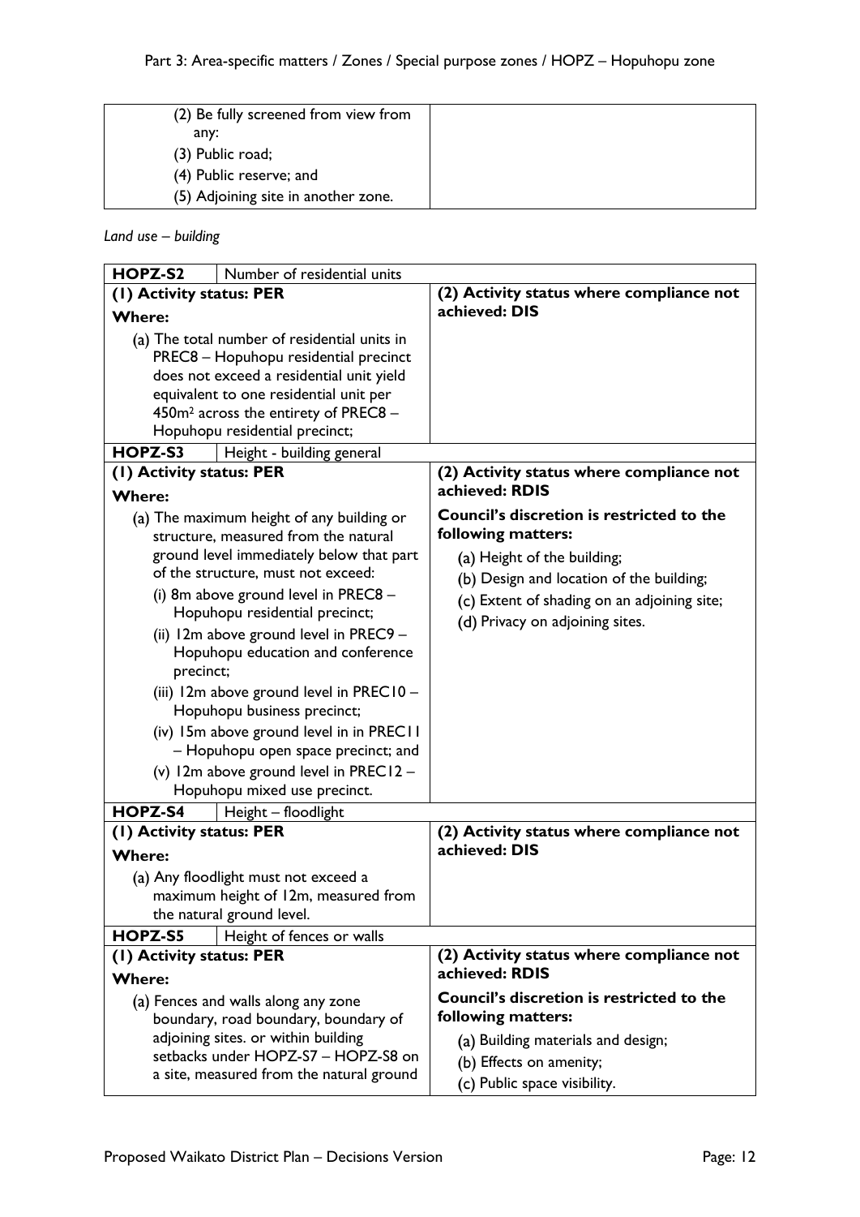| (2) Be fully screened from view from any: (3) Public road; (4) Public reserve; and (5) Adjoining site in another zone. | |
|---|---|

*Land use – building*

| HOPZ-S2 | Number of residential units |
|---|---|
| **(1) Activity status: PER** **Where:** (a) The total number of residential units in PREC8 – Hopuhopu residential precinct does not exceed a residential unit yield equivalent to one residential unit per 450m² across the entirety of PREC8 – Hopuhopu residential precinct; | **(2) Activity status where compliance not achieved: DIS** |

| HOPZ-S3 | Height - building general |
|---|---|
| **(1) Activity status: PER** **Where:** (a) The maximum height of any building or structure, measured from the natural ground level immediately below that part of the structure, must not exceed: (i) 8m above ground level in PREC8 – Hopuhopu residential precinct; (ii) 12m above ground level in PREC9 – Hopuhopu education and conference precinct; (iii) 12m above ground level in PREC10 – Hopuhopu business precinct; (iv) 15m above ground level in in PREC11 – Hopuhopu open space precinct; and (v) 12m above ground level in PREC12 – Hopuhopu mixed use precinct. | **(2) Activity status where compliance not achieved: RDIS** **Council's discretion is restricted to the following matters:** (a) Height of the building; (b) Design and location of the building; (c) Extent of shading on an adjoining site; (d) Privacy on adjoining sites. |

| HOPZ-S4 | Height – floodlight |
|---|---|
| **(1) Activity status: PER** **Where:** (a) Any floodlight must not exceed a maximum height of 12m, measured from the natural ground level. | **(2) Activity status where compliance not achieved: DIS** |

| HOPZ-S5 | Height of fences or walls |
|---|---|
| **(1) Activity status: PER** **Where:** (a) Fences and walls along any zone boundary, road boundary, boundary of adjoining sites. or within building setbacks under HOPZ-S7 – HOPZ-S8 on a site, measured from the natural ground | **(2) Activity status where compliance not achieved: RDIS** **Council's discretion is restricted to the following matters:** (a) Building materials and design; (b) Effects on amenity; (c) Public space visibility. |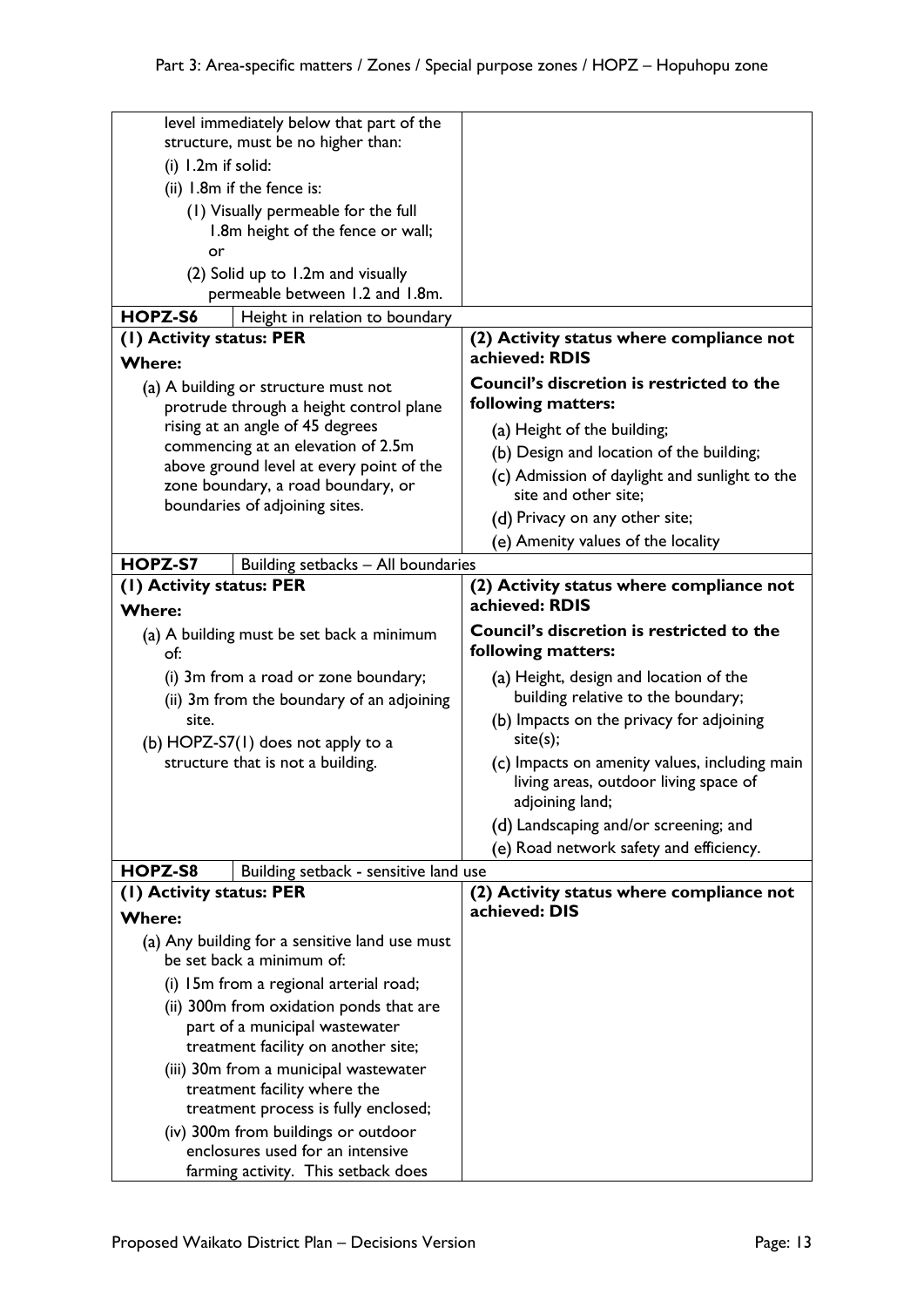| | |
|---|---|
| level immediately below that part of the structure, must be no higher than:<br>(i) 1.2m if solid:<br>(ii) 1.8m if the fence is:<br>(1) Visually permeable for the full 1.8m height of the fence or wall; or<br>(2) Solid up to 1.2m and visually permeable between 1.2 and 1.8m. | |
| **HOPZ-S6** Height in relation to boundary | |
| **(1) Activity status: PER**<br>**Where:**<br>(a) A building or structure must not protrude through a height control plane rising at an angle of 45 degrees commencing at an elevation of 2.5m above ground level at every point of the zone boundary, a road boundary, or boundaries of adjoining sites. | **(2) Activity status where compliance not achieved: RDIS**<br>**Council's discretion is restricted to the following matters:**<br>(a) Height of the building;<br>(b) Design and location of the building;<br>(c) Admission of daylight and sunlight to the site and other site;<br>(d) Privacy on any other site;<br>(e) Amenity values of the locality |
| **HOPZ-S7** Building setbacks – All boundaries | |
| **(1) Activity status: PER**<br>**Where:**<br>(a) A building must be set back a minimum of:<br>(i) 3m from a road or zone boundary;<br>(ii) 3m from the boundary of an adjoining site.<br>(b) HOPZ-S7(1) does not apply to a structure that is not a building. | **(2) Activity status where compliance not achieved: RDIS**<br>**Council's discretion is restricted to the following matters:**<br>(a) Height, design and location of the building relative to the boundary;<br>(b) Impacts on the privacy for adjoining site(s);<br>(c) Impacts on amenity values, including main living areas, outdoor living space of adjoining land;<br>(d) Landscaping and/or screening; and<br>(e) Road network safety and efficiency. |
| **HOPZ-S8** Building setback - sensitive land use | |
| **(1) Activity status: PER**<br>**Where:**<br>(a) Any building for a sensitive land use must be set back a minimum of:<br>(i) 15m from a regional arterial road;<br>(ii) 300m from oxidation ponds that are part of a municipal wastewater treatment facility on another site;<br>(iii) 30m from a municipal wastewater treatment facility where the treatment process is fully enclosed;<br>(iv) 300m from buildings or outdoor enclosures used for an intensive farming activity. This setback does | **(2) Activity status where compliance not achieved: DIS** |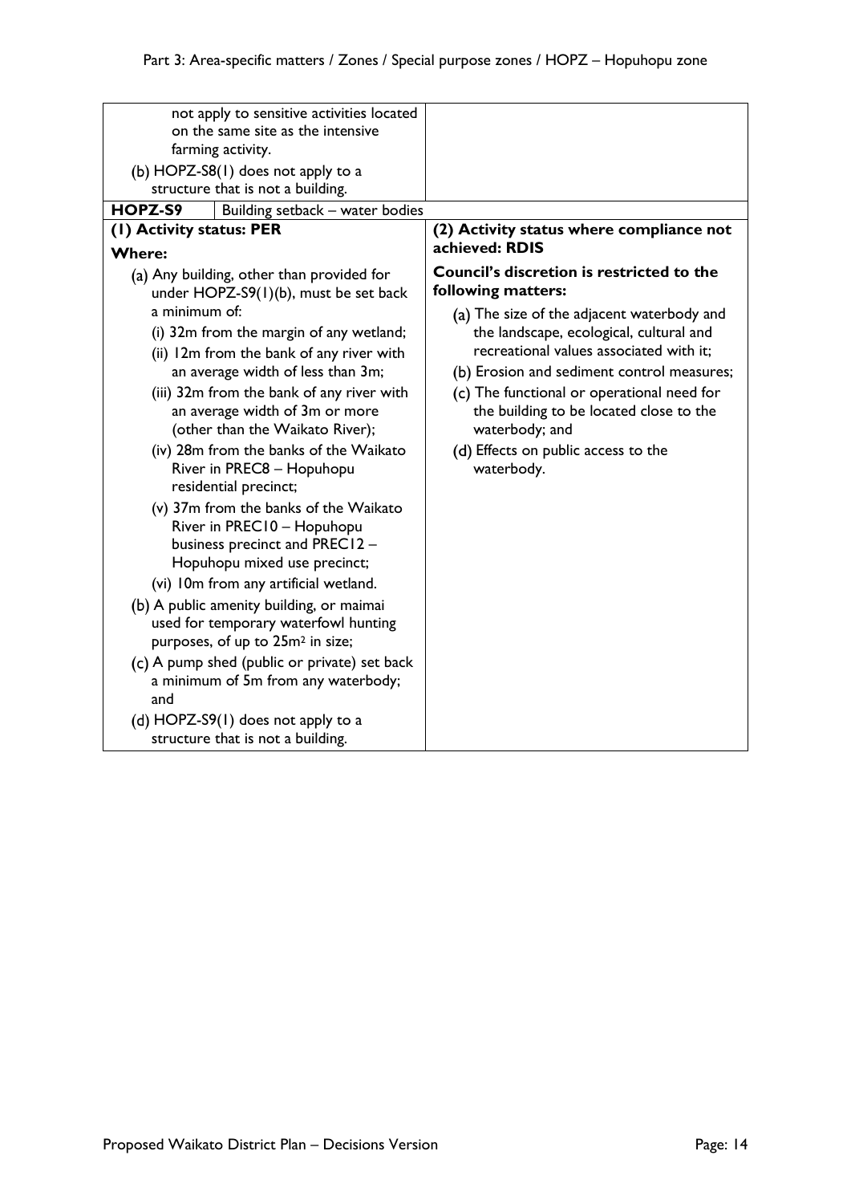| | |
|---|---|
| not apply to sensitive activities located on the same site as the intensive farming activity.<br>(b) HOPZ-S8(1) does not apply to a structure that is not a building. | |
| **HOPZ-S9** Building setback – water bodies | |
| **(1) Activity status: PER**<br>**Where:**<br>(a) Any building, other than provided for under HOPZ-S9(1)(b), must be set back a minimum of:<br>(i) 32m from the margin of any wetland;<br>(ii) 12m from the bank of any river with an average width of less than 3m;<br>(iii) 32m from the bank of any river with an average width of 3m or more (other than the Waikato River);<br>(iv) 28m from the banks of the Waikato River in PREC8 – Hopuhopu residential precinct;<br>(v) 37m from the banks of the Waikato River in PREC10 – Hopuhopu business precinct and PREC12 – Hopuhopu mixed use precinct;<br>(vi) 10m from any artificial wetland.<br>(b) A public amenity building, or maimai used for temporary waterfowl hunting purposes, of up to 25m² in size;<br>(c) A pump shed (public or private) set back a minimum of 5m from any waterbody; and<br>(d) HOPZ-S9(1) does not apply to a structure that is not a building. | **(2) Activity status where compliance not achieved: RDIS**<br>**Council's discretion is restricted to the following matters:**<br>(a) The size of the adjacent waterbody and the landscape, ecological, cultural and recreational values associated with it;<br>(b) Erosion and sediment control measures;<br>(c) The functional or operational need for the building to be located close to the waterbody; and<br>(d) Effects on public access to the waterbody. |